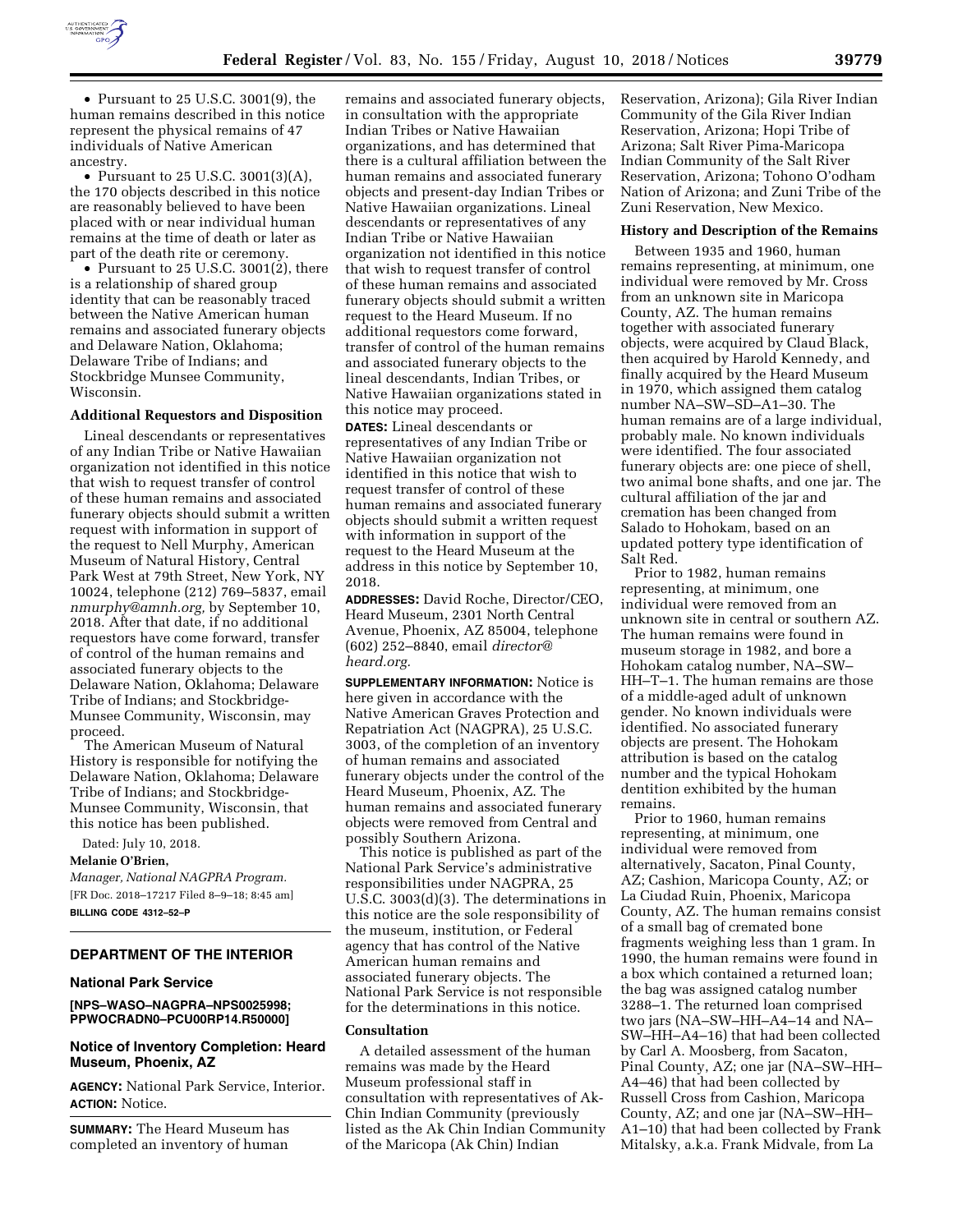- Pursuant to 25 U.S.C. 3001(9), the human remains described in this notice represent the physical remains of 47 individuals of Native American ancestry.
- Pursuant to 25 U.S.C. 3001(3)(A), the 170 objects described in this notice are reasonably believed to have been placed with or near individual human remains at the time of death or later as part of the death rite or ceremony.
- Pursuant to 25 U.S.C. 3001(2), there is a relationship of shared group identity that can be reasonably traced between the Native American human remains and associated funerary objects and Delaware Nation, Oklahoma; Delaware Tribe of Indians; and Stockbridge Munsee Community, Wisconsin.

**Additional Requestors and Disposition**

Lineal descendants or representatives of any Indian Tribe or Native Hawaiian organization not identified in this notice that wish to request transfer of control of these human remains and associated funerary objects should submit a written request with information in support of the request to Nell Murphy, American Museum of Natural History, Central Park West at 79th Street, New York, NY 10024, telephone (212) 769–5837, email *nmurphy@amnh.org,* by September 10, 2018. After that date, if no additional requestors have come forward, transfer of control of the human remains and associated funerary objects to the Delaware Nation, Oklahoma; Delaware Tribe of Indians; and Stockbridge-Munsee Community, Wisconsin, may proceed.

The American Museum of Natural History is responsible for notifying the Delaware Nation, Oklahoma; Delaware Tribe of Indians; and Stockbridge-Munsee Community, Wisconsin, that this notice has been published.

Dated: July 10, 2018.

**Melanie O'Brien,**

*Manager, National NAGPRA Program.*

[FR Doc. 2018–17217 Filed 8–9–18; 8:45 am]

**BILLING CODE 4312–52–P**

## DEPARTMENT OF THE INTERIOR

### National Park Service

**[NPS–WASO–NAGPRA–NPS0025998; PPWOCRADN0–PCU00RP14.R50000]**

### Notice of Inventory Completion: Heard Museum, Phoenix, AZ

**AGENCY:** National Park Service, Interior.

**ACTION:** Notice.

**SUMMARY:** The Heard Museum has completed an inventory of human remains and associated funerary objects, in consultation with the appropriate Indian Tribes or Native Hawaiian organizations, and has determined that there is a cultural affiliation between the human remains and associated funerary objects and present-day Indian Tribes or Native Hawaiian organizations. Lineal descendants or representatives of any Indian Tribe or Native Hawaiian organization not identified in this notice that wish to request transfer of control of these human remains and associated funerary objects should submit a written request to the Heard Museum. If no additional requestors come forward, transfer of control of the human remains and associated funerary objects to the lineal descendants, Indian Tribes, or Native Hawaiian organizations stated in this notice may proceed.

**DATES:** Lineal descendants or representatives of any Indian Tribe or Native Hawaiian organization not identified in this notice that wish to request transfer of control of these human remains and associated funerary objects should submit a written request with information in support of the request to the Heard Museum at the address in this notice by September 10, 2018.

**ADDRESSES:** David Roche, Director/CEO, Heard Museum, 2301 North Central Avenue, Phoenix, AZ 85004, telephone (602) 252–8840, email *director@heard.org.*

**SUPPLEMENTARY INFORMATION:** Notice is here given in accordance with the Native American Graves Protection and Repatriation Act (NAGPRA), 25 U.S.C. 3003, of the completion of an inventory of human remains and associated funerary objects under the control of the Heard Museum, Phoenix, AZ. The human remains and associated funerary objects were removed from Central and possibly Southern Arizona.

This notice is published as part of the National Park Service's administrative responsibilities under NAGPRA, 25 U.S.C. 3003(d)(3). The determinations in this notice are the sole responsibility of the museum, institution, or Federal agency that has control of the Native American human remains and associated funerary objects. The National Park Service is not responsible for the determinations in this notice.

**Consultation**

A detailed assessment of the human remains was made by the Heard Museum professional staff in consultation with representatives of Ak-Chin Indian Community (previously listed as the Ak Chin Indian Community of the Maricopa (Ak Chin) Indian Reservation, Arizona); Gila River Indian Community of the Gila River Indian Reservation, Arizona; Hopi Tribe of Arizona; Salt River Pima-Maricopa Indian Community of the Salt River Reservation, Arizona; Tohono O'odham Nation of Arizona; and Zuni Tribe of the Zuni Reservation, New Mexico.

**History and Description of the Remains**

Between 1935 and 1960, human remains representing, at minimum, one individual were removed by Mr. Cross from an unknown site in Maricopa County, AZ. The human remains together with associated funerary objects, were acquired by Claud Black, then acquired by Harold Kennedy, and finally acquired by the Heard Museum in 1970, which assigned them catalog number NA–SW–SD–A1–30. The human remains are of a large individual, probably male. No known individuals were identified. The four associated funerary objects are: one piece of shell, two animal bone shafts, and one jar. The cultural affiliation of the jar and cremation has been changed from Salado to Hohokam, based on an updated pottery type identification of Salt Red.

Prior to 1982, human remains representing, at minimum, one individual were removed from an unknown site in central or southern AZ. The human remains were found in museum storage in 1982, and bore a Hohokam catalog number, NA–SW–HH–T–1. The human remains are those of a middle-aged adult of unknown gender. No known individuals were identified. No associated funerary objects are present. The Hohokam attribution is based on the catalog number and the typical Hohokam dentition exhibited by the human remains.

Prior to 1960, human remains representing, at minimum, one individual were removed from alternatively, Sacaton, Pinal County, AZ; Cashion, Maricopa County, AZ; or La Ciudad Ruin, Phoenix, Maricopa County, AZ. The human remains consist of a small bag of cremated bone fragments weighing less than 1 gram. In 1990, the human remains were found in a box which contained a returned loan; the bag was assigned catalog number 3288–1. The returned loan comprised two jars (NA–SW–HH–A4–14 and NA–SW–HH–A4–16) that had been collected by Carl A. Moosberg, from Sacaton, Pinal County, AZ; one jar (NA–SW–HH–A4–46) that had been collected by Russell Cross from Cashion, Maricopa County, AZ; and one jar (NA–SW–HH–A1–10) that had been collected by Frank Mitalsky, a.k.a. Frank Midvale, from La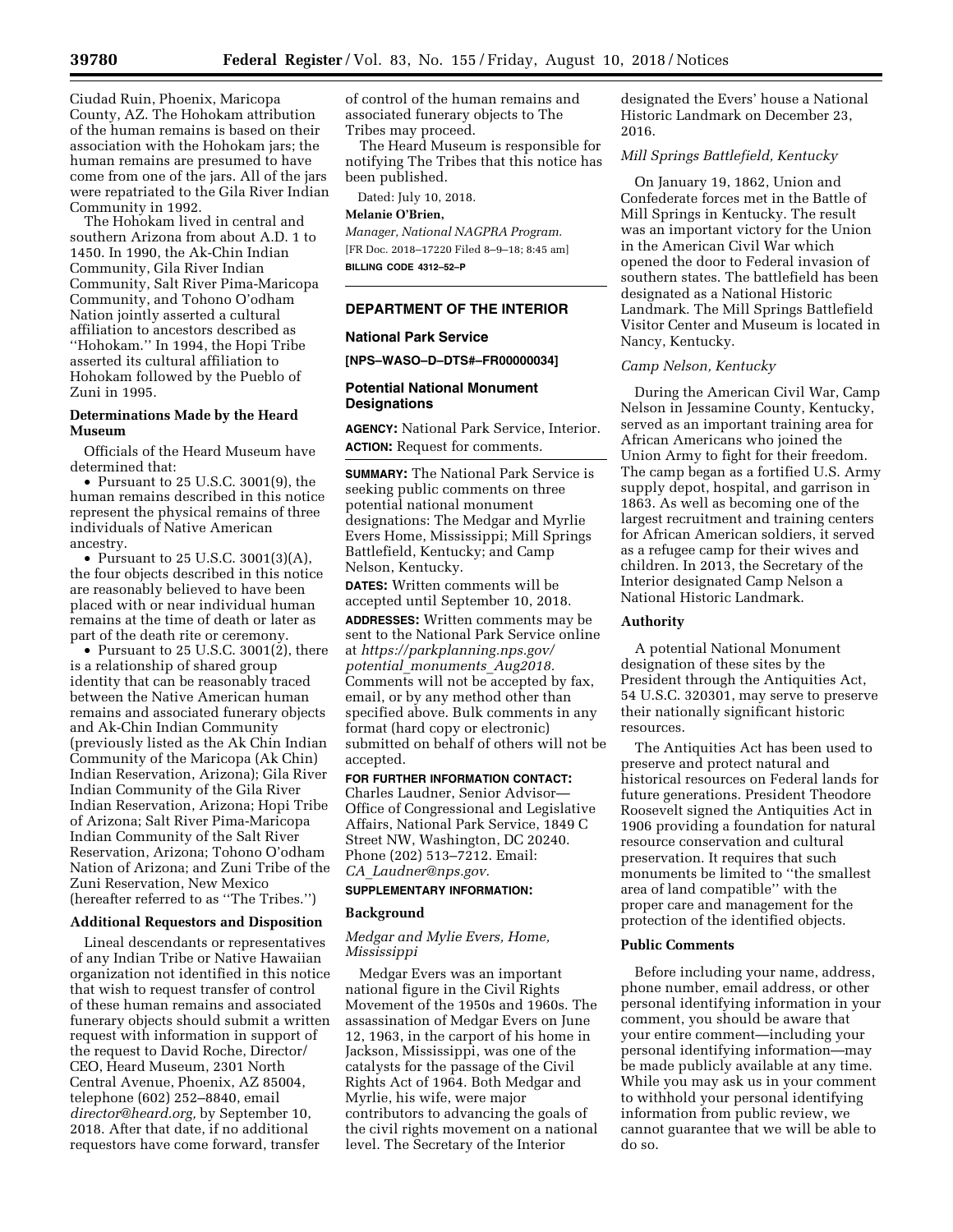Ciudad Ruin, Phoenix, Maricopa County, AZ. The Hohokam attribution of the human remains is based on their association with the Hohokam jars; the human remains are presumed to have come from one of the jars. All of the jars were repatriated to the Gila River Indian Community in 1992.

The Hohokam lived in central and southern Arizona from about A.D. 1 to 1450. In 1990, the Ak-Chin Indian Community, Gila River Indian Community, Salt River Pima-Maricopa Community, and Tohono O'odham Nation jointly asserted a cultural affiliation to ancestors described as ''Hohokam.'' In 1994, the Hopi Tribe asserted its cultural affiliation to Hohokam followed by the Pueblo of Zuni in 1995.

**Determinations Made by the Heard Museum**

Officials of the Heard Museum have determined that:

- Pursuant to 25 U.S.C. 3001(9), the human remains described in this notice represent the physical remains of three individuals of Native American ancestry.
- Pursuant to 25 U.S.C. 3001(3)(A), the four objects described in this notice are reasonably believed to have been placed with or near individual human remains at the time of death or later as part of the death rite or ceremony.
- Pursuant to 25 U.S.C. 3001(2), there is a relationship of shared group identity that can be reasonably traced between the Native American human remains and associated funerary objects and Ak-Chin Indian Community (previously listed as the Ak Chin Indian Community of the Maricopa (Ak Chin) Indian Reservation, Arizona); Gila River Indian Community of the Gila River Indian Reservation, Arizona; Hopi Tribe of Arizona; Salt River Pima-Maricopa Indian Community of the Salt River Reservation, Arizona; Tohono O'odham Nation of Arizona; and Zuni Tribe of the Zuni Reservation, New Mexico (hereafter referred to as ''The Tribes.'')

**Additional Requestors and Disposition**

Lineal descendants or representatives of any Indian Tribe or Native Hawaiian organization not identified in this notice that wish to request transfer of control of these human remains and associated funerary objects should submit a written request with information in support of the request to David Roche, Director/CEO, Heard Museum, 2301 North Central Avenue, Phoenix, AZ 85004, telephone (602) 252–8840, email *director@heard.org,* by September 10, 2018. After that date, if no additional requestors have come forward, transfer of control of the human remains and associated funerary objects to The Tribes may proceed.

The Heard Museum is responsible for notifying The Tribes that this notice has been published.

Dated: July 10, 2018.

**Melanie O'Brien,**

*Manager, National NAGPRA Program.*

[FR Doc. 2018–17220 Filed 8–9–18; 8:45 am]

**BILLING CODE 4312–52–P**

---

## DEPARTMENT OF THE INTERIOR

### National Park Service

**[NPS–WASO–D–DTS#–FR00000034]**

### Potential National Monument Designations

**AGENCY:** National Park Service, Interior.

**ACTION:** Request for comments.

**SUMMARY:** The National Park Service is seeking public comments on three potential national monument designations: The Medgar and Myrlie Evers Home, Mississippi; Mill Springs Battlefield, Kentucky; and Camp Nelson, Kentucky.

**DATES:** Written comments will be accepted until September 10, 2018.

**ADDRESSES:** Written comments may be sent to the National Park Service online at *https://parkplanning.nps.gov/potential_monuments_Aug2018.* Comments will not be accepted by fax, email, or by any method other than specified above. Bulk comments in any format (hard copy or electronic) submitted on behalf of others will not be accepted.

**FOR FURTHER INFORMATION CONTACT:** Charles Laudner, Senior Advisor—Office of Congressional and Legislative Affairs, National Park Service, 1849 C Street NW, Washington, DC 20240. Phone (202) 513–7212. Email: *CA_Laudner@nps.gov.*

**SUPPLEMENTARY INFORMATION:**

**Background**

*Medgar and Mylie Evers, Home, Mississippi*

Medgar Evers was an important national figure in the Civil Rights Movement of the 1950s and 1960s. The assassination of Medgar Evers on June 12, 1963, in the carport of his home in Jackson, Mississippi, was one of the catalysts for the passage of the Civil Rights Act of 1964. Both Medgar and Myrlie, his wife, were major contributors to advancing the goals of the civil rights movement on a national level. The Secretary of the Interior designated the Evers' house a National Historic Landmark on December 23, 2016.

*Mill Springs Battlefield, Kentucky*

On January 19, 1862, Union and Confederate forces met in the Battle of Mill Springs in Kentucky. The result was an important victory for the Union in the American Civil War which opened the door to Federal invasion of southern states. The battlefield has been designated as a National Historic Landmark. The Mill Springs Battlefield Visitor Center and Museum is located in Nancy, Kentucky.

*Camp Nelson, Kentucky*

During the American Civil War, Camp Nelson in Jessamine County, Kentucky, served as an important training area for African Americans who joined the Union Army to fight for their freedom. The camp began as a fortified U.S. Army supply depot, hospital, and garrison in 1863. As well as becoming one of the largest recruitment and training centers for African American soldiers, it served as a refugee camp for their wives and children. In 2013, the Secretary of the Interior designated Camp Nelson a National Historic Landmark.

**Authority**

A potential National Monument designation of these sites by the President through the Antiquities Act, 54 U.S.C. 320301, may serve to preserve their nationally significant historic resources.

The Antiquities Act has been used to preserve and protect natural and historical resources on Federal lands for future generations. President Theodore Roosevelt signed the Antiquities Act in 1906 providing a foundation for natural resource conservation and cultural preservation. It requires that such monuments be limited to ''the smallest area of land compatible'' with the proper care and management for the protection of the identified objects.

**Public Comments**

Before including your name, address, phone number, email address, or other personal identifying information in your comment, you should be aware that your entire comment—including your personal identifying information—may be made publicly available at any time. While you may ask us in your comment to withhold your personal identifying information from public review, we cannot guarantee that we will be able to do so.